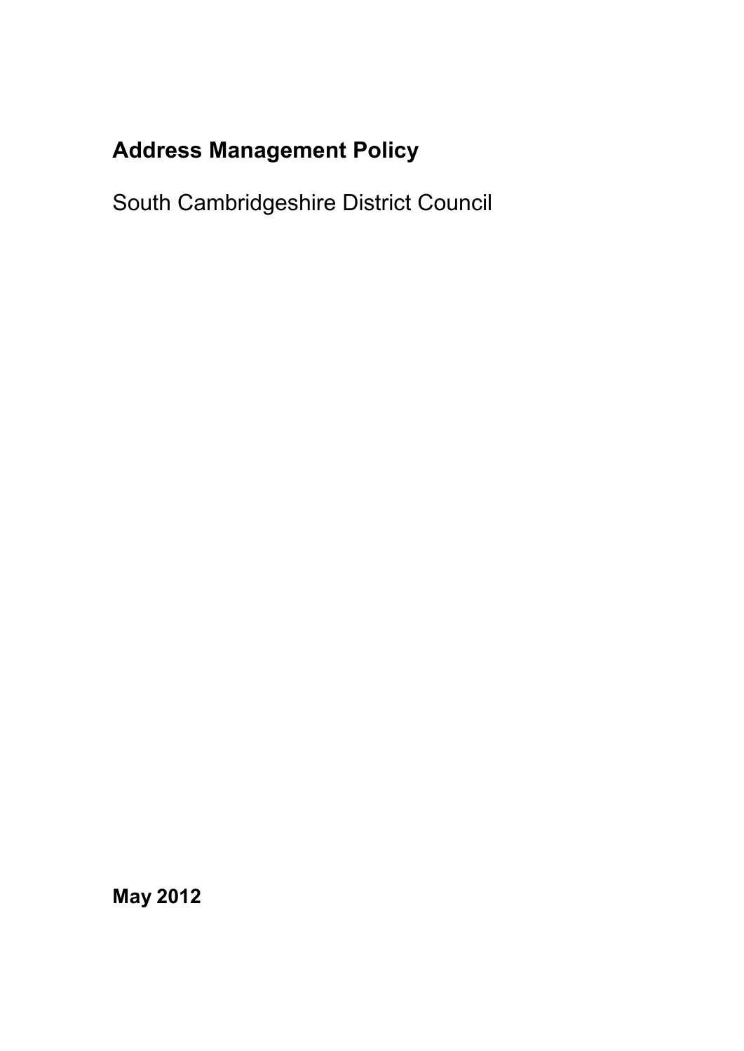# Address Management Policy

South Cambridgeshire District Council

**May 2012**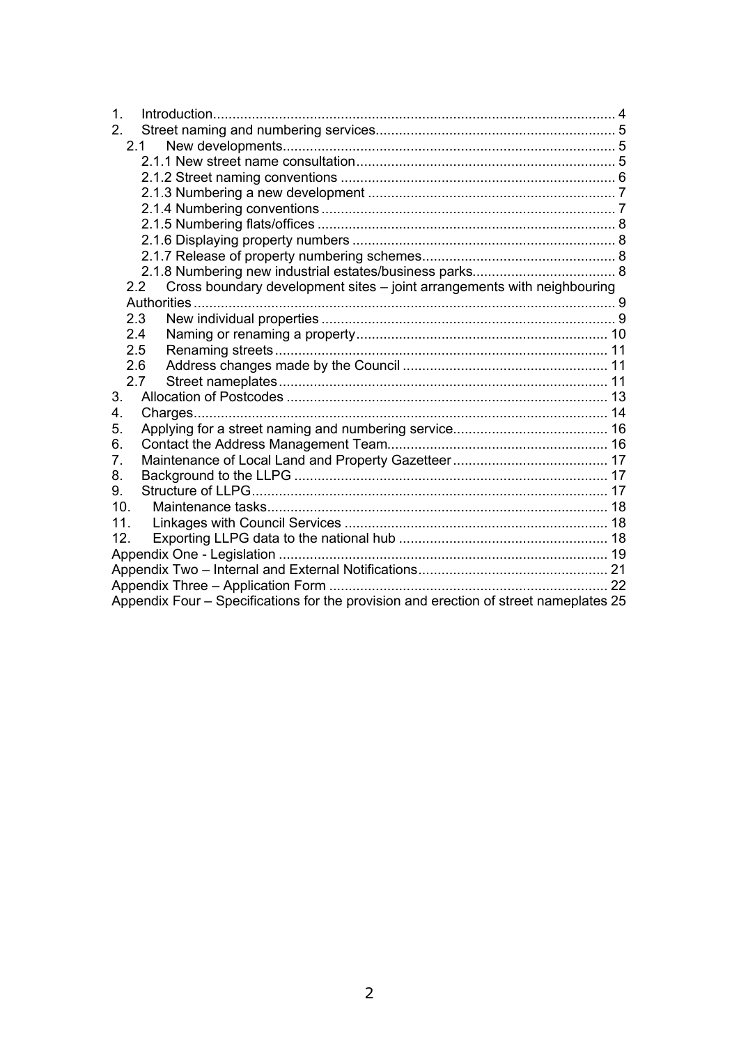1. Introduction ........ 4
2. Street naming and numbering services ........ 5
   - 2.1 New developments ........ 5
     - 2.1.1 New street name consultation ........ 5
     - 2.1.2 Street naming conventions ........ 6
     - 2.1.3 Numbering a new development ........ 7
     - 2.1.4 Numbering conventions ........ 7
     - 2.1.5 Numbering flats/offices ........ 8
     - 2.1.6 Displaying property numbers ........ 8
     - 2.1.7 Release of property numbering schemes ........ 8
     - 2.1.8 Numbering new industrial estates/business parks ........ 8
   - 2.2 Cross boundary development sites – joint arrangements with neighbouring Authorities ........ 9
   - 2.3 New individual properties ........ 9
   - 2.4 Naming or renaming a property ........ 10
   - 2.5 Renaming streets ........ 11
   - 2.6 Address changes made by the Council ........ 11
   - 2.7 Street nameplates ........ 11
3. Allocation of Postcodes ........ 13
4. Charges ........ 14
5. Applying for a street naming and numbering service ........ 16
6. Contact the Address Management Team ........ 16
7. Maintenance of Local Land and Property Gazetteer ........ 17
8. Background to the LLPG ........ 17
9. Structure of LLPG ........ 17
10. Maintenance tasks ........ 18
11. Linkages with Council Services ........ 18
12. Exporting LLPG data to the national hub ........ 18

Appendix One - Legislation ........ 19
Appendix Two – Internal and External Notifications ........ 21
Appendix Three – Application Form ........ 22
Appendix Four – Specifications for the provision and erection of street nameplates 25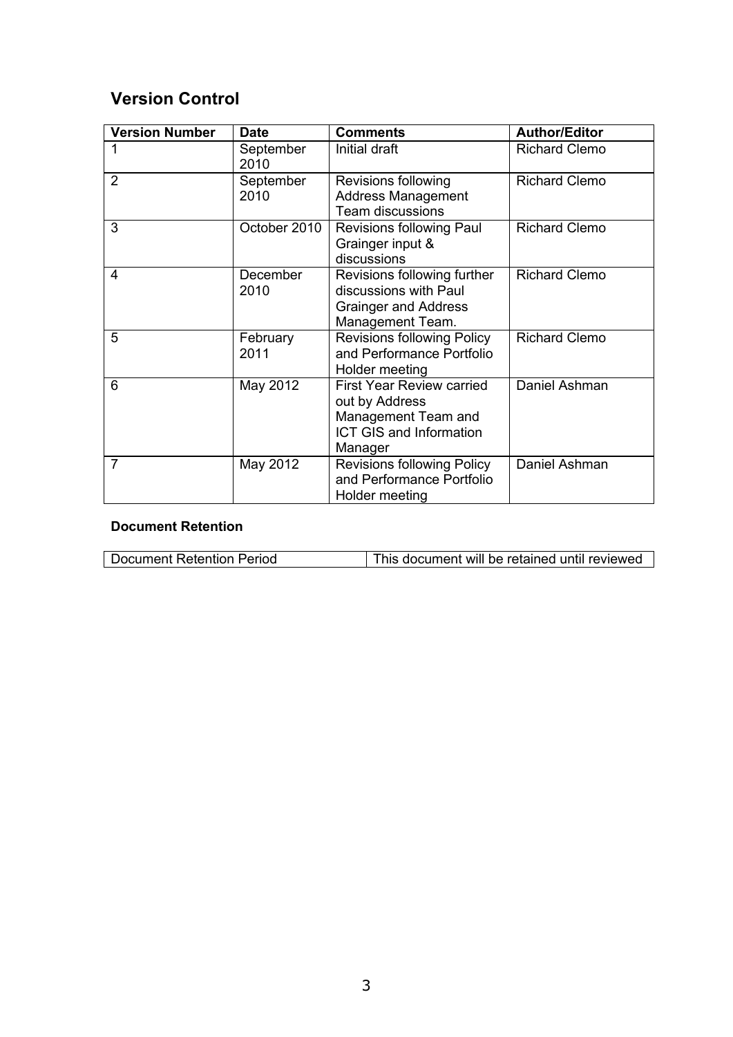## Version Control

| Version Number | Date | Comments | Author/Editor |
|---|---|---|---|
| 1 | September 2010 | Initial draft | Richard Clemo |
| 2 | September 2010 | Revisions following Address Management Team discussions | Richard Clemo |
| 3 | October 2010 | Revisions following Paul Grainger input & discussions | Richard Clemo |
| 4 | December 2010 | Revisions following further discussions with Paul Grainger and Address Management Team. | Richard Clemo |
| 5 | February 2011 | Revisions following Policy and Performance Portfolio Holder meeting | Richard Clemo |
| 6 | May 2012 | First Year Review carried out by Address Management Team and ICT GIS and Information Manager | Daniel Ashman |
| 7 | May 2012 | Revisions following Policy and Performance Portfolio Holder meeting | Daniel Ashman |

### Document Retention

| Document Retention Period | This document will be retained until reviewed |
|---|---|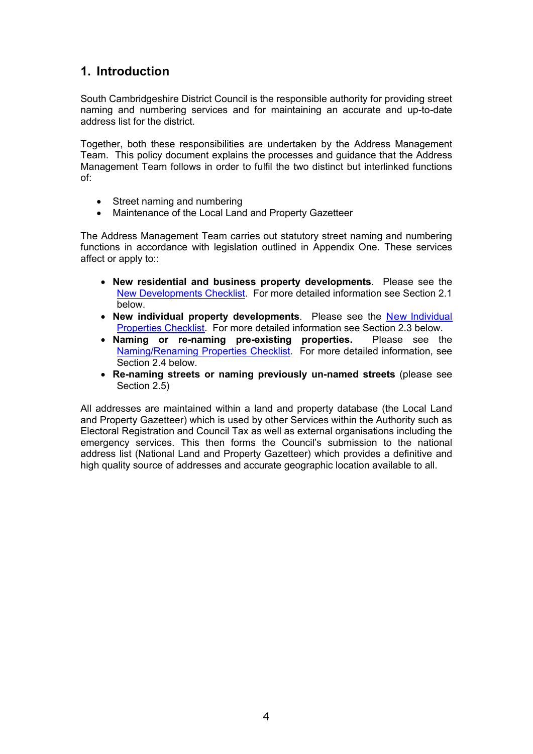## 1. Introduction

South Cambridgeshire District Council is the responsible authority for providing street naming and numbering services and for maintaining an accurate and up-to-date address list for the district.

Together, both these responsibilities are undertaken by the Address Management Team. This policy document explains the processes and guidance that the Address Management Team follows in order to fulfil the two distinct but interlinked functions of:

- Street naming and numbering
- Maintenance of the Local Land and Property Gazetteer

The Address Management Team carries out statutory street naming and numbering functions in accordance with legislation outlined in Appendix One. These services affect or apply to::

- **New residential and business property developments**. Please see the New Developments Checklist. For more detailed information see Section 2.1 below.
- **New individual property developments**. Please see the New Individual Properties Checklist. For more detailed information see Section 2.3 below.
- **Naming or re-naming pre-existing properties.** Please see the Naming/Renaming Properties Checklist. For more detailed information, see Section 2.4 below.
- **Re-naming streets or naming previously un-named streets** (please see Section 2.5)

All addresses are maintained within a land and property database (the Local Land and Property Gazetteer) which is used by other Services within the Authority such as Electoral Registration and Council Tax as well as external organisations including the emergency services. This then forms the Council's submission to the national address list (National Land and Property Gazetteer) which provides a definitive and high quality source of addresses and accurate geographic location available to all.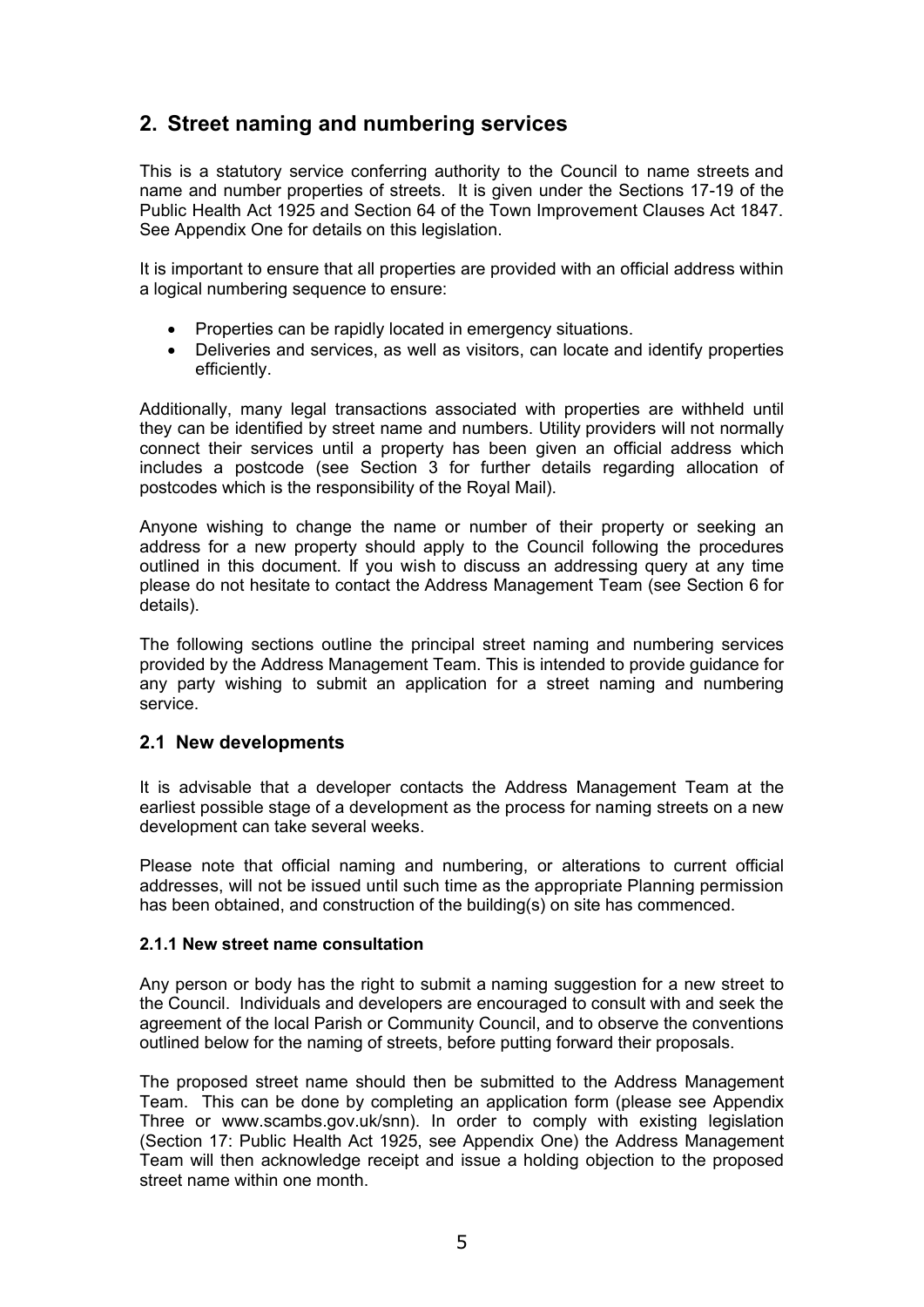## 2. Street naming and numbering services

This is a statutory service conferring authority to the Council to name streets and name and number properties of streets. It is given under the Sections 17-19 of the Public Health Act 1925 and Section 64 of the Town Improvement Clauses Act 1847. See Appendix One for details on this legislation.

It is important to ensure that all properties are provided with an official address within a logical numbering sequence to ensure:

- Properties can be rapidly located in emergency situations.
- Deliveries and services, as well as visitors, can locate and identify properties efficiently.

Additionally, many legal transactions associated with properties are withheld until they can be identified by street name and numbers. Utility providers will not normally connect their services until a property has been given an official address which includes a postcode (see Section 3 for further details regarding allocation of postcodes which is the responsibility of the Royal Mail).

Anyone wishing to change the name or number of their property or seeking an address for a new property should apply to the Council following the procedures outlined in this document. If you wish to discuss an addressing query at any time please do not hesitate to contact the Address Management Team (see Section 6 for details).

The following sections outline the principal street naming and numbering services provided by the Address Management Team. This is intended to provide guidance for any party wishing to submit an application for a street naming and numbering service.

### 2.1 New developments

It is advisable that a developer contacts the Address Management Team at the earliest possible stage of a development as the process for naming streets on a new development can take several weeks.

Please note that official naming and numbering, or alterations to current official addresses, will not be issued until such time as the appropriate Planning permission has been obtained, and construction of the building(s) on site has commenced.

#### 2.1.1 New street name consultation

Any person or body has the right to submit a naming suggestion for a new street to the Council. Individuals and developers are encouraged to consult with and seek the agreement of the local Parish or Community Council, and to observe the conventions outlined below for the naming of streets, before putting forward their proposals.

The proposed street name should then be submitted to the Address Management Team. This can be done by completing an application form (please see Appendix Three or www.scambs.gov.uk/snn). In order to comply with existing legislation (Section 17: Public Health Act 1925, see Appendix One) the Address Management Team will then acknowledge receipt and issue a holding objection to the proposed street name within one month.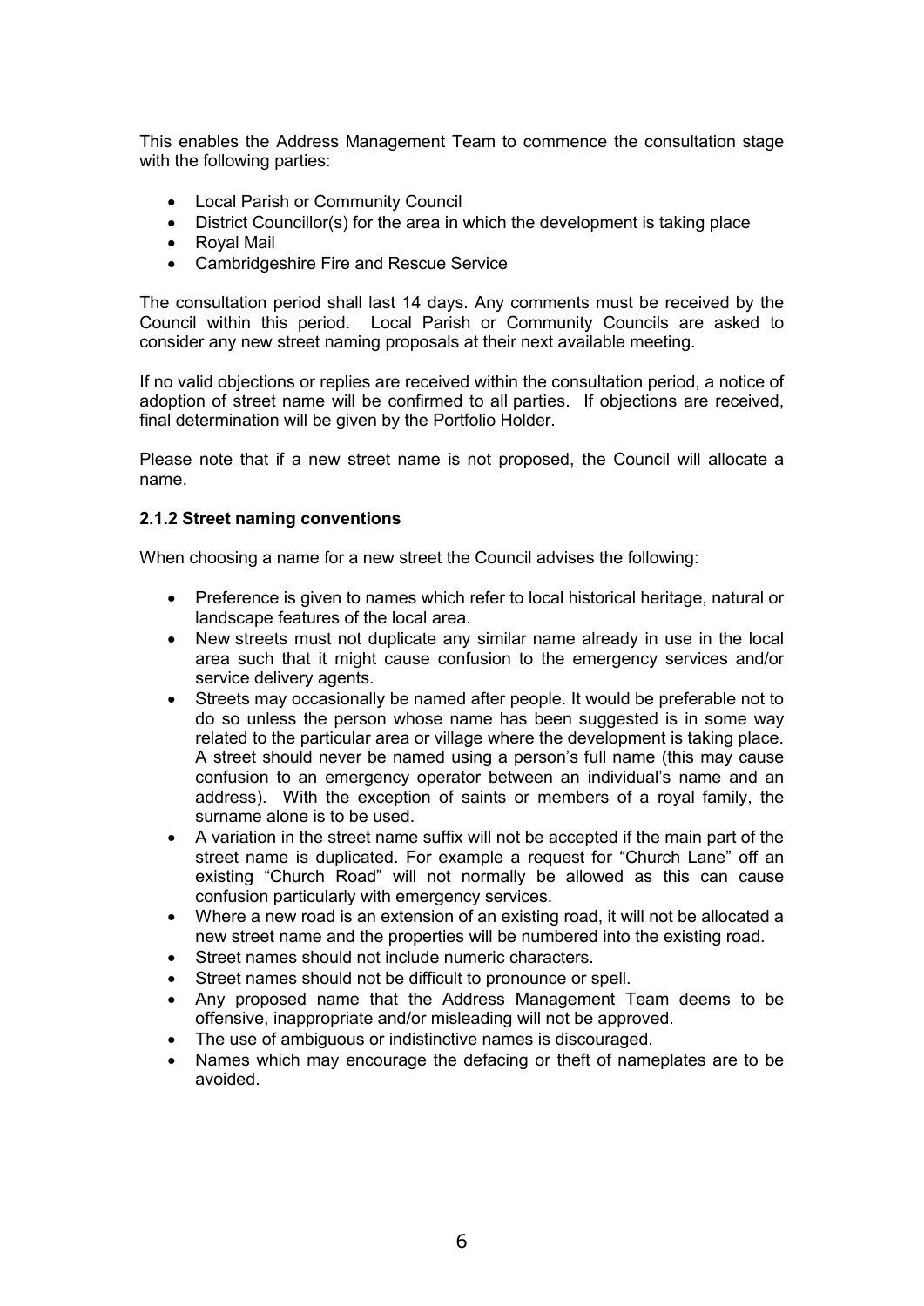This enables the Address Management Team to commence the consultation stage with the following parties:

- Local Parish or Community Council
- District Councillor(s) for the area in which the development is taking place
- Royal Mail
- Cambridgeshire Fire and Rescue Service

The consultation period shall last 14 days. Any comments must be received by the Council within this period. Local Parish or Community Councils are asked to consider any new street naming proposals at their next available meeting.

If no valid objections or replies are received within the consultation period, a notice of adoption of street name will be confirmed to all parties. If objections are received, final determination will be given by the Portfolio Holder.

Please note that if a new street name is not proposed, the Council will allocate a name.

### 2.1.2 Street naming conventions

When choosing a name for a new street the Council advises the following:

- Preference is given to names which refer to local historical heritage, natural or landscape features of the local area.
- New streets must not duplicate any similar name already in use in the local area such that it might cause confusion to the emergency services and/or service delivery agents.
- Streets may occasionally be named after people. It would be preferable not to do so unless the person whose name has been suggested is in some way related to the particular area or village where the development is taking place. A street should never be named using a person's full name (this may cause confusion to an emergency operator between an individual's name and an address). With the exception of saints or members of a royal family, the surname alone is to be used.
- A variation in the street name suffix will not be accepted if the main part of the street name is duplicated. For example a request for "Church Lane" off an existing "Church Road" will not normally be allowed as this can cause confusion particularly with emergency services.
- Where a new road is an extension of an existing road, it will not be allocated a new street name and the properties will be numbered into the existing road.
- Street names should not include numeric characters.
- Street names should not be difficult to pronounce or spell.
- Any proposed name that the Address Management Team deems to be offensive, inappropriate and/or misleading will not be approved.
- The use of ambiguous or indistinctive names is discouraged.
- Names which may encourage the defacing or theft of nameplates are to be avoided.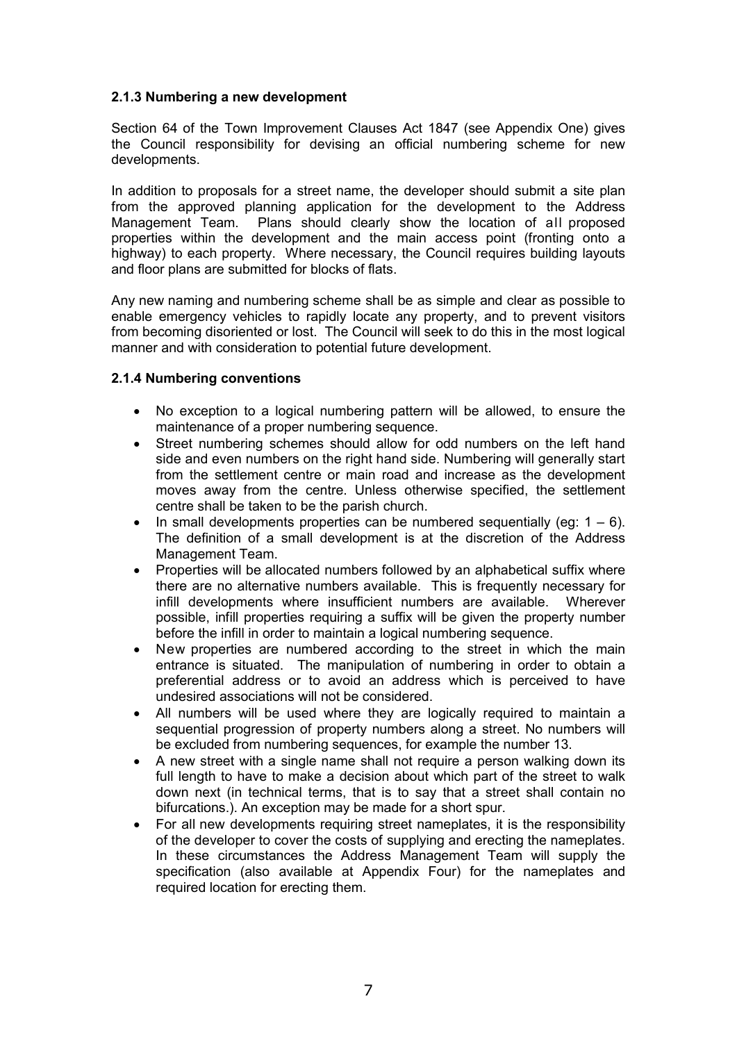### 2.1.3 Numbering a new development

Section 64 of the Town Improvement Clauses Act 1847 (see Appendix One) gives the Council responsibility for devising an official numbering scheme for new developments.

In addition to proposals for a street name, the developer should submit a site plan from the approved planning application for the development to the Address Management Team. Plans should clearly show the location of all proposed properties within the development and the main access point (fronting onto a highway) to each property. Where necessary, the Council requires building layouts and floor plans are submitted for blocks of flats.

Any new naming and numbering scheme shall be as simple and clear as possible to enable emergency vehicles to rapidly locate any property, and to prevent visitors from becoming disoriented or lost. The Council will seek to do this in the most logical manner and with consideration to potential future development.

### 2.1.4 Numbering conventions

- No exception to a logical numbering pattern will be allowed, to ensure the maintenance of a proper numbering sequence.
- Street numbering schemes should allow for odd numbers on the left hand side and even numbers on the right hand side. Numbering will generally start from the settlement centre or main road and increase as the development moves away from the centre. Unless otherwise specified, the settlement centre shall be taken to be the parish church.
- In small developments properties can be numbered sequentially (eg: 1 – 6). The definition of a small development is at the discretion of the Address Management Team.
- Properties will be allocated numbers followed by an alphabetical suffix where there are no alternative numbers available. This is frequently necessary for infill developments where insufficient numbers are available. Wherever possible, infill properties requiring a suffix will be given the property number before the infill in order to maintain a logical numbering sequence.
- New properties are numbered according to the street in which the main entrance is situated. The manipulation of numbering in order to obtain a preferential address or to avoid an address which is perceived to have undesired associations will not be considered.
- All numbers will be used where they are logically required to maintain a sequential progression of property numbers along a street. No numbers will be excluded from numbering sequences, for example the number 13.
- A new street with a single name shall not require a person walking down its full length to have to make a decision about which part of the street to walk down next (in technical terms, that is to say that a street shall contain no bifurcations.). An exception may be made for a short spur.
- For all new developments requiring street nameplates, it is the responsibility of the developer to cover the costs of supplying and erecting the nameplates. In these circumstances the Address Management Team will supply the specification (also available at Appendix Four) for the nameplates and required location for erecting them.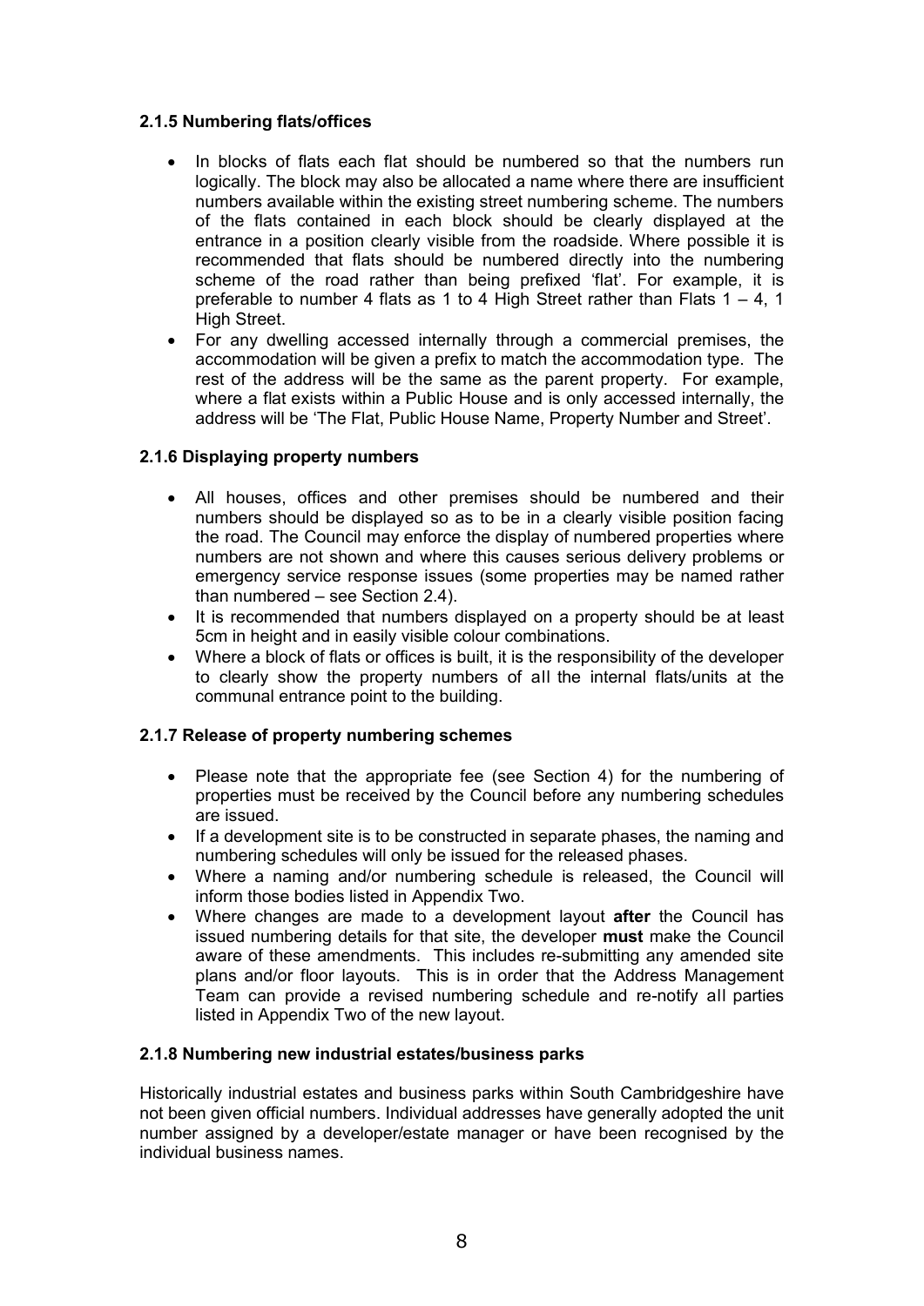### 2.1.5 Numbering flats/offices

- In blocks of flats each flat should be numbered so that the numbers run logically. The block may also be allocated a name where there are insufficient numbers available within the existing street numbering scheme. The numbers of the flats contained in each block should be clearly displayed at the entrance in a position clearly visible from the roadside. Where possible it is recommended that flats should be numbered directly into the numbering scheme of the road rather than being prefixed 'flat'. For example, it is preferable to number 4 flats as 1 to 4 High Street rather than Flats 1 – 4, 1 High Street.
- For any dwelling accessed internally through a commercial premises, the accommodation will be given a prefix to match the accommodation type. The rest of the address will be the same as the parent property. For example, where a flat exists within a Public House and is only accessed internally, the address will be 'The Flat, Public House Name, Property Number and Street'.

### 2.1.6 Displaying property numbers

- All houses, offices and other premises should be numbered and their numbers should be displayed so as to be in a clearly visible position facing the road. The Council may enforce the display of numbered properties where numbers are not shown and where this causes serious delivery problems or emergency service response issues (some properties may be named rather than numbered – see Section 2.4).
- It is recommended that numbers displayed on a property should be at least 5cm in height and in easily visible colour combinations.
- Where a block of flats or offices is built, it is the responsibility of the developer to clearly show the property numbers of all the internal flats/units at the communal entrance point to the building.

### 2.1.7 Release of property numbering schemes

- Please note that the appropriate fee (see Section 4) for the numbering of properties must be received by the Council before any numbering schedules are issued.
- If a development site is to be constructed in separate phases, the naming and numbering schedules will only be issued for the released phases.
- Where a naming and/or numbering schedule is released, the Council will inform those bodies listed in Appendix Two.
- Where changes are made to a development layout **after** the Council has issued numbering details for that site, the developer **must** make the Council aware of these amendments. This includes re-submitting any amended site plans and/or floor layouts. This is in order that the Address Management Team can provide a revised numbering schedule and re-notify all parties listed in Appendix Two of the new layout.

### 2.1.8 Numbering new industrial estates/business parks

Historically industrial estates and business parks within South Cambridgeshire have not been given official numbers. Individual addresses have generally adopted the unit number assigned by a developer/estate manager or have been recognised by the individual business names.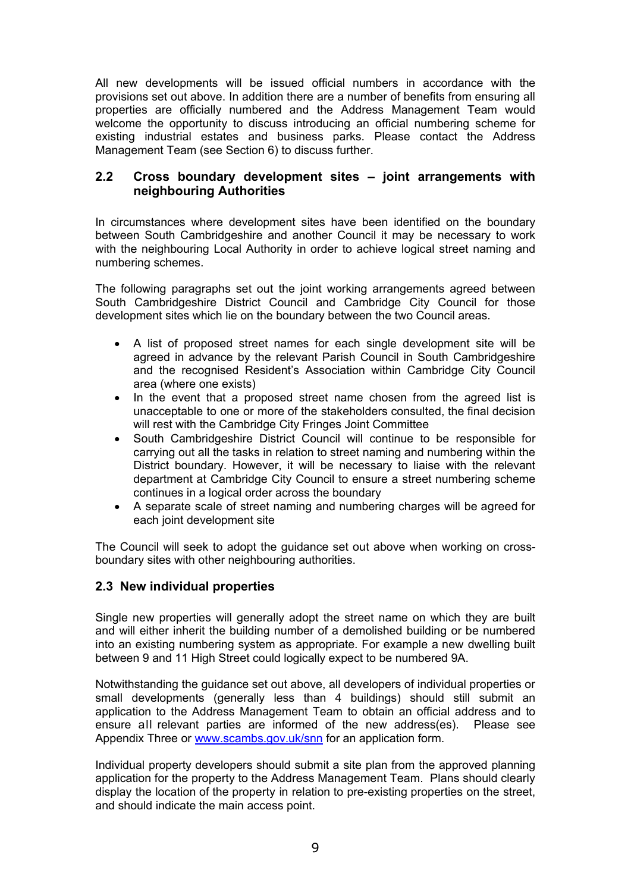All new developments will be issued official numbers in accordance with the provisions set out above. In addition there are a number of benefits from ensuring all properties are officially numbered and the Address Management Team would welcome the opportunity to discuss introducing an official numbering scheme for existing industrial estates and business parks. Please contact the Address Management Team (see Section 6) to discuss further.

## 2.2 Cross boundary development sites – joint arrangements with neighbouring Authorities

In circumstances where development sites have been identified on the boundary between South Cambridgeshire and another Council it may be necessary to work with the neighbouring Local Authority in order to achieve logical street naming and numbering schemes.

The following paragraphs set out the joint working arrangements agreed between South Cambridgeshire District Council and Cambridge City Council for those development sites which lie on the boundary between the two Council areas.

- A list of proposed street names for each single development site will be agreed in advance by the relevant Parish Council in South Cambridgeshire and the recognised Resident's Association within Cambridge City Council area (where one exists)
- In the event that a proposed street name chosen from the agreed list is unacceptable to one or more of the stakeholders consulted, the final decision will rest with the Cambridge City Fringes Joint Committee
- South Cambridgeshire District Council will continue to be responsible for carrying out all the tasks in relation to street naming and numbering within the District boundary. However, it will be necessary to liaise with the relevant department at Cambridge City Council to ensure a street numbering scheme continues in a logical order across the boundary
- A separate scale of street naming and numbering charges will be agreed for each joint development site

The Council will seek to adopt the guidance set out above when working on cross-boundary sites with other neighbouring authorities.

## 2.3 New individual properties

Single new properties will generally adopt the street name on which they are built and will either inherit the building number of a demolished building or be numbered into an existing numbering system as appropriate. For example a new dwelling built between 9 and 11 High Street could logically expect to be numbered 9A.

Notwithstanding the guidance set out above, all developers of individual properties or small developments (generally less than 4 buildings) should still submit an application to the Address Management Team to obtain an official address and to ensure all relevant parties are informed of the new address(es). Please see Appendix Three or www.scambs.gov.uk/snn for an application form.

Individual property developers should submit a site plan from the approved planning application for the property to the Address Management Team. Plans should clearly display the location of the property in relation to pre-existing properties on the street, and should indicate the main access point.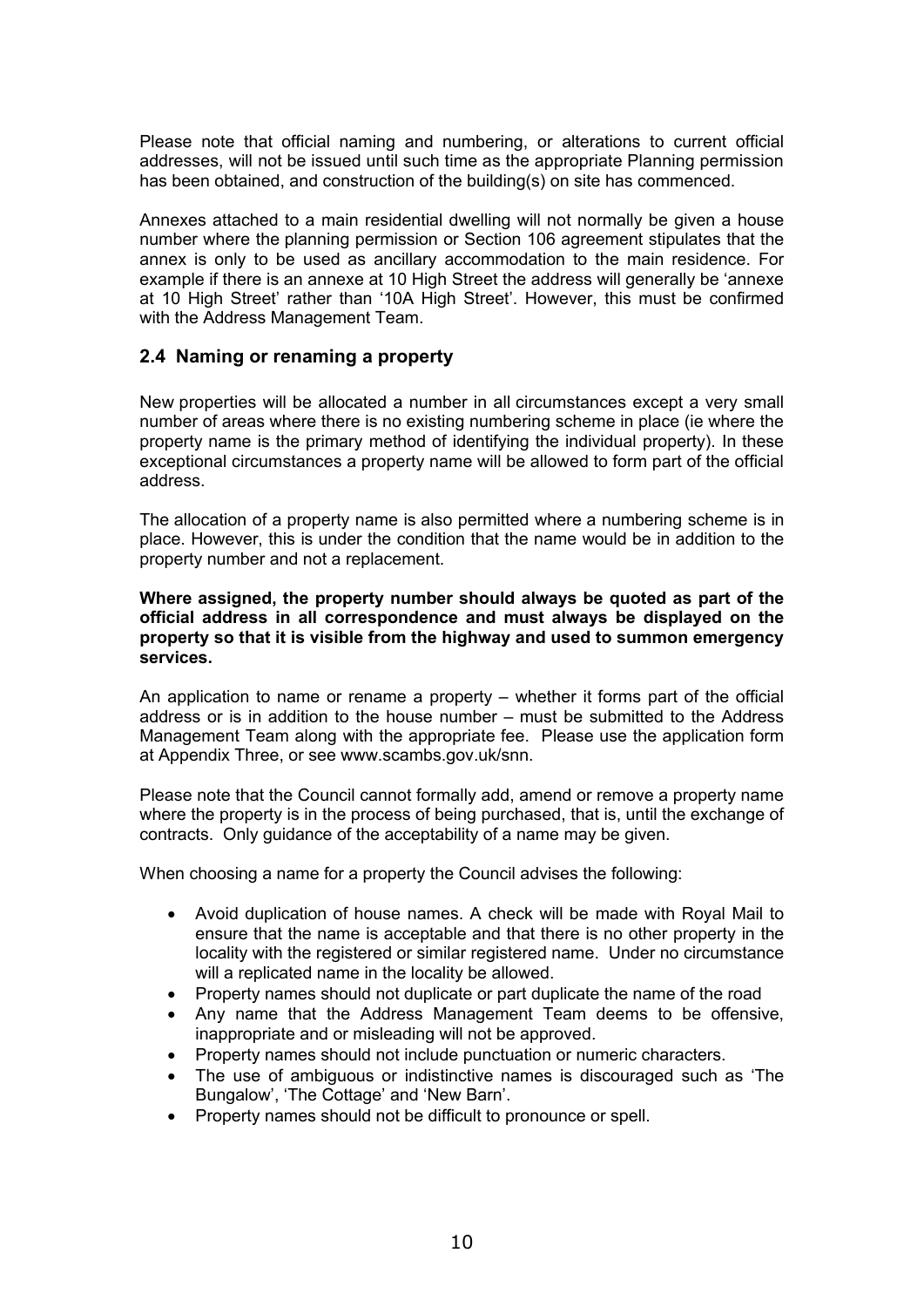Please note that official naming and numbering, or alterations to current official addresses, will not be issued until such time as the appropriate Planning permission has been obtained, and construction of the building(s) on site has commenced.

Annexes attached to a main residential dwelling will not normally be given a house number where the planning permission or Section 106 agreement stipulates that the annex is only to be used as ancillary accommodation to the main residence. For example if there is an annexe at 10 High Street the address will generally be 'annexe at 10 High Street' rather than '10A High Street'. However, this must be confirmed with the Address Management Team.

## 2.4 Naming or renaming a property

New properties will be allocated a number in all circumstances except a very small number of areas where there is no existing numbering scheme in place (ie where the property name is the primary method of identifying the individual property). In these exceptional circumstances a property name will be allowed to form part of the official address.

The allocation of a property name is also permitted where a numbering scheme is in place. However, this is under the condition that the name would be in addition to the property number and not a replacement.

**Where assigned, the property number should always be quoted as part of the official address in all correspondence and must always be displayed on the property so that it is visible from the highway and used to summon emergency services.**

An application to name or rename a property – whether it forms part of the official address or is in addition to the house number – must be submitted to the Address Management Team along with the appropriate fee. Please use the application form at Appendix Three, or see www.scambs.gov.uk/snn.

Please note that the Council cannot formally add, amend or remove a property name where the property is in the process of being purchased, that is, until the exchange of contracts. Only guidance of the acceptability of a name may be given.

When choosing a name for a property the Council advises the following:

- Avoid duplication of house names. A check will be made with Royal Mail to ensure that the name is acceptable and that there is no other property in the locality with the registered or similar registered name. Under no circumstance will a replicated name in the locality be allowed.
- Property names should not duplicate or part duplicate the name of the road
- Any name that the Address Management Team deems to be offensive, inappropriate and or misleading will not be approved.
- Property names should not include punctuation or numeric characters.
- The use of ambiguous or indistinctive names is discouraged such as 'The Bungalow', 'The Cottage' and 'New Barn'.
- Property names should not be difficult to pronounce or spell.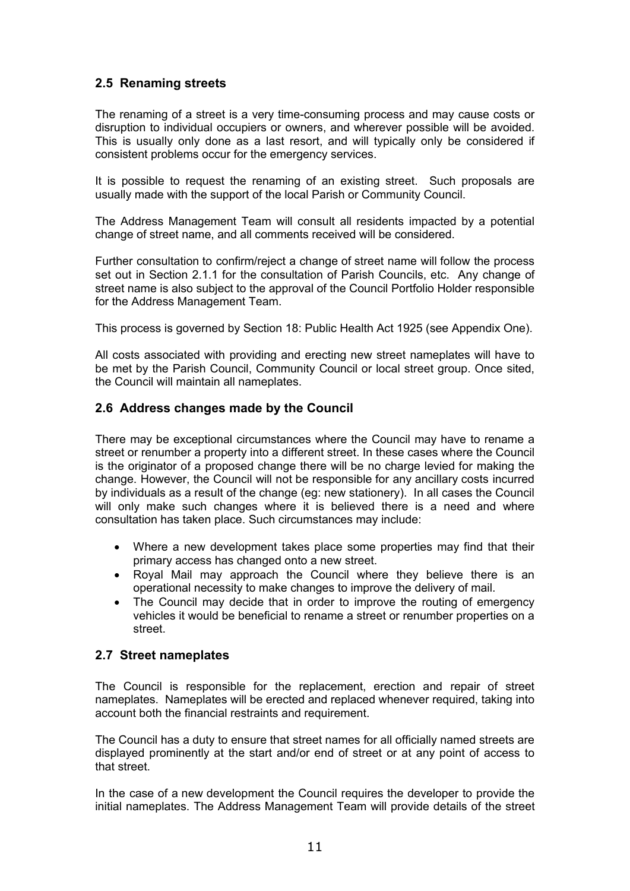## 2.5 Renaming streets

The renaming of a street is a very time-consuming process and may cause costs or disruption to individual occupiers or owners, and wherever possible will be avoided. This is usually only done as a last resort, and will typically only be considered if consistent problems occur for the emergency services.

It is possible to request the renaming of an existing street. Such proposals are usually made with the support of the local Parish or Community Council.

The Address Management Team will consult all residents impacted by a potential change of street name, and all comments received will be considered.

Further consultation to confirm/reject a change of street name will follow the process set out in Section 2.1.1 for the consultation of Parish Councils, etc. Any change of street name is also subject to the approval of the Council Portfolio Holder responsible for the Address Management Team.

This process is governed by Section 18: Public Health Act 1925 (see Appendix One).

All costs associated with providing and erecting new street nameplates will have to be met by the Parish Council, Community Council or local street group. Once sited, the Council will maintain all nameplates.

## 2.6 Address changes made by the Council

There may be exceptional circumstances where the Council may have to rename a street or renumber a property into a different street. In these cases where the Council is the originator of a proposed change there will be no charge levied for making the change. However, the Council will not be responsible for any ancillary costs incurred by individuals as a result of the change (eg: new stationery). In all cases the Council will only make such changes where it is believed there is a need and where consultation has taken place. Such circumstances may include:

- Where a new development takes place some properties may find that their primary access has changed onto a new street.
- Royal Mail may approach the Council where they believe there is an operational necessity to make changes to improve the delivery of mail.
- The Council may decide that in order to improve the routing of emergency vehicles it would be beneficial to rename a street or renumber properties on a street.

## 2.7 Street nameplates

The Council is responsible for the replacement, erection and repair of street nameplates. Nameplates will be erected and replaced whenever required, taking into account both the financial restraints and requirement.

The Council has a duty to ensure that street names for all officially named streets are displayed prominently at the start and/or end of street or at any point of access to that street.

In the case of a new development the Council requires the developer to provide the initial nameplates. The Address Management Team will provide details of the street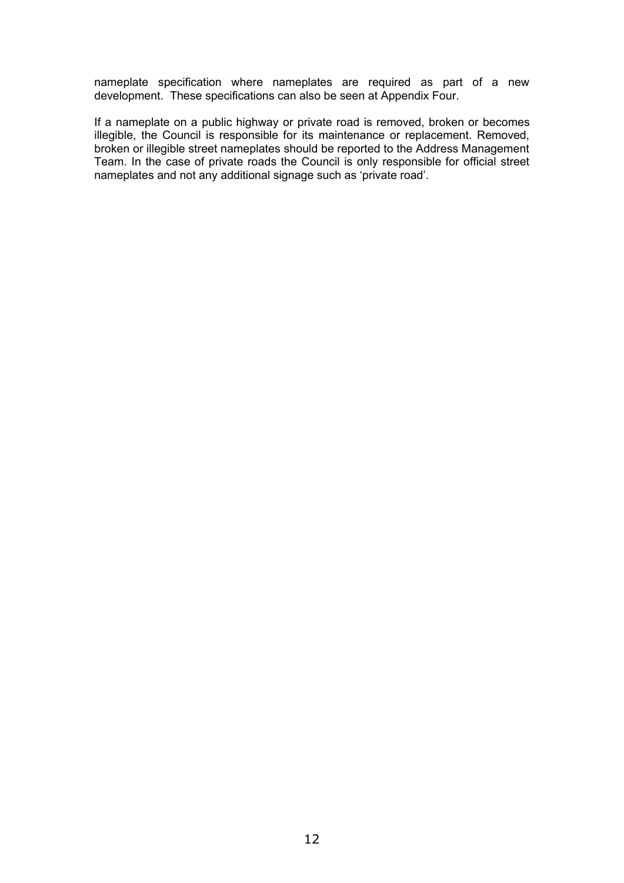nameplate specification where nameplates are required as part of a new development. These specifications can also be seen at Appendix Four.

If a nameplate on a public highway or private road is removed, broken or becomes illegible, the Council is responsible for its maintenance or replacement. Removed, broken or illegible street nameplates should be reported to the Address Management Team. In the case of private roads the Council is only responsible for official street nameplates and not any additional signage such as 'private road'.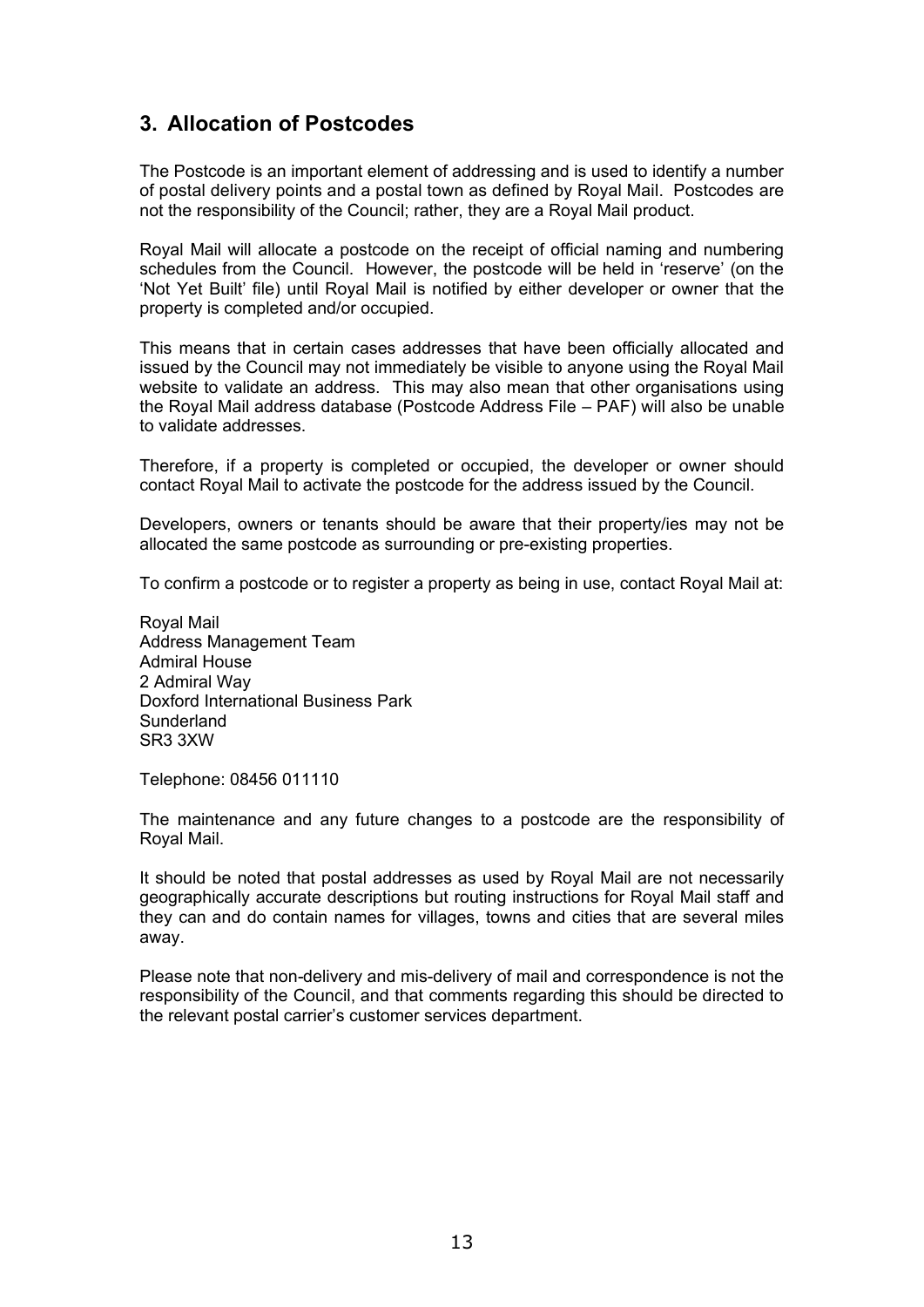## 3. Allocation of Postcodes

The Postcode is an important element of addressing and is used to identify a number of postal delivery points and a postal town as defined by Royal Mail. Postcodes are not the responsibility of the Council; rather, they are a Royal Mail product.

Royal Mail will allocate a postcode on the receipt of official naming and numbering schedules from the Council. However, the postcode will be held in 'reserve' (on the 'Not Yet Built' file) until Royal Mail is notified by either developer or owner that the property is completed and/or occupied.

This means that in certain cases addresses that have been officially allocated and issued by the Council may not immediately be visible to anyone using the Royal Mail website to validate an address. This may also mean that other organisations using the Royal Mail address database (Postcode Address File – PAF) will also be unable to validate addresses.

Therefore, if a property is completed or occupied, the developer or owner should contact Royal Mail to activate the postcode for the address issued by the Council.

Developers, owners or tenants should be aware that their property/ies may not be allocated the same postcode as surrounding or pre-existing properties.

To confirm a postcode or to register a property as being in use, contact Royal Mail at:

Royal Mail
Address Management Team
Admiral House
2 Admiral Way
Doxford International Business Park
Sunderland
SR3 3XW

Telephone: 08456 011110

The maintenance and any future changes to a postcode are the responsibility of Royal Mail.

It should be noted that postal addresses as used by Royal Mail are not necessarily geographically accurate descriptions but routing instructions for Royal Mail staff and they can and do contain names for villages, towns and cities that are several miles away.

Please note that non-delivery and mis-delivery of mail and correspondence is not the responsibility of the Council, and that comments regarding this should be directed to the relevant postal carrier's customer services department.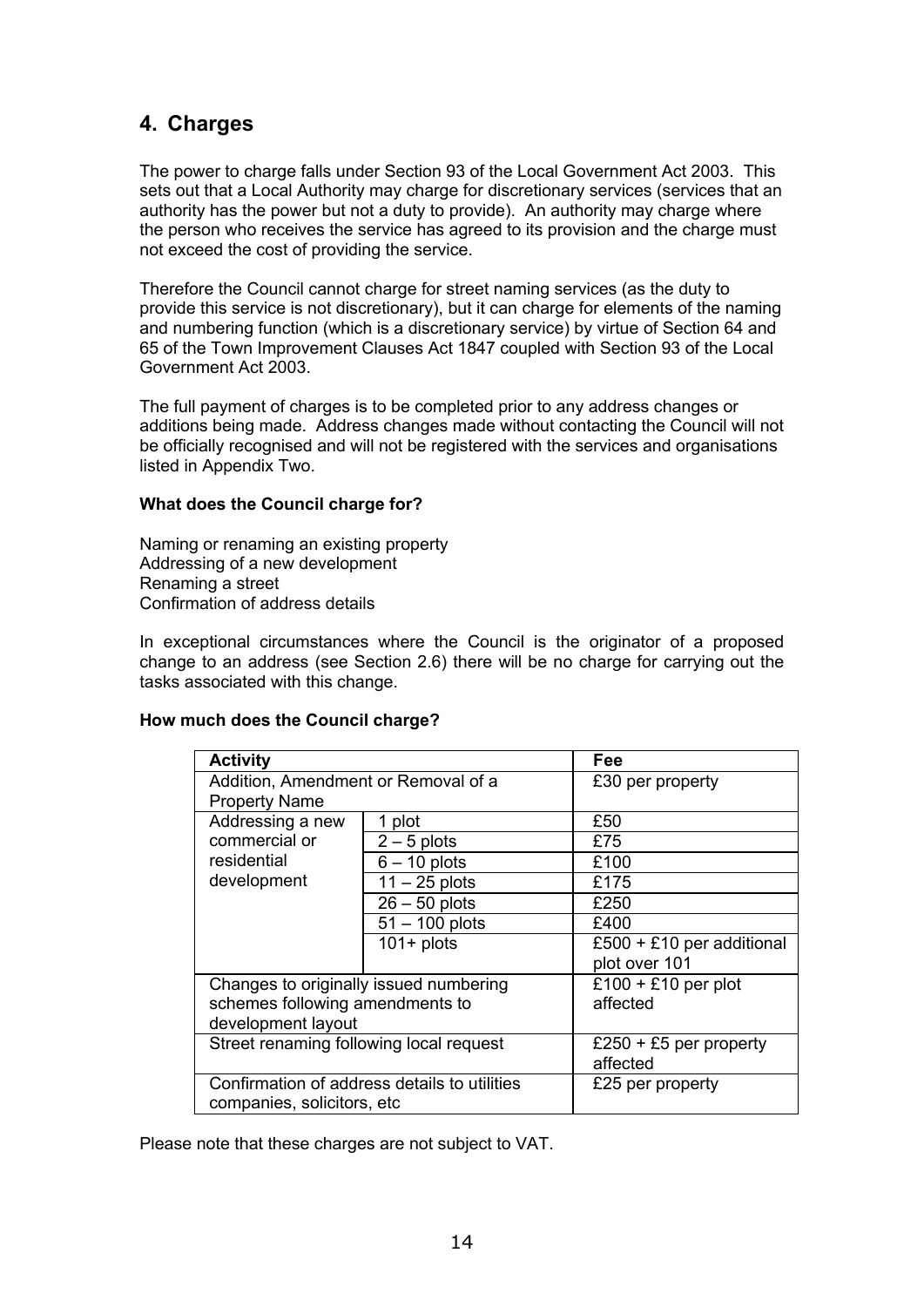## 4. Charges

The power to charge falls under Section 93 of the Local Government Act 2003. This sets out that a Local Authority may charge for discretionary services (services that an authority has the power but not a duty to provide). An authority may charge where the person who receives the service has agreed to its provision and the charge must not exceed the cost of providing the service.

Therefore the Council cannot charge for street naming services (as the duty to provide this service is not discretionary), but it can charge for elements of the naming and numbering function (which is a discretionary service) by virtue of Section 64 and 65 of the Town Improvement Clauses Act 1847 coupled with Section 93 of the Local Government Act 2003.

The full payment of charges is to be completed prior to any address changes or additions being made. Address changes made without contacting the Council will not be officially recognised and will not be registered with the services and organisations listed in Appendix Two.

**What does the Council charge for?**

Naming or renaming an existing property
Addressing of a new development
Renaming a street
Confirmation of address details

In exceptional circumstances where the Council is the originator of a proposed change to an address (see Section 2.6) there will be no charge for carrying out the tasks associated with this change.

**How much does the Council charge?**

| Activity | | Fee |
|---|---|---|
| Addition, Amendment or Removal of a Property Name | | £30 per property |
| Addressing a new commercial or residential development | 1 plot | £50 |
| | 2 – 5 plots | £75 |
| | 6 – 10 plots | £100 |
| | 11 – 25 plots | £175 |
| | 26 – 50 plots | £250 |
| | 51 – 100 plots | £400 |
| | 101+ plots | £500 + £10 per additional plot over 101 |
| Changes to originally issued numbering schemes following amendments to development layout | | £100 + £10 per plot affected |
| Street renaming following local request | | £250 + £5 per property affected |
| Confirmation of address details to utilities companies, solicitors, etc | | £25 per property |

Please note that these charges are not subject to VAT.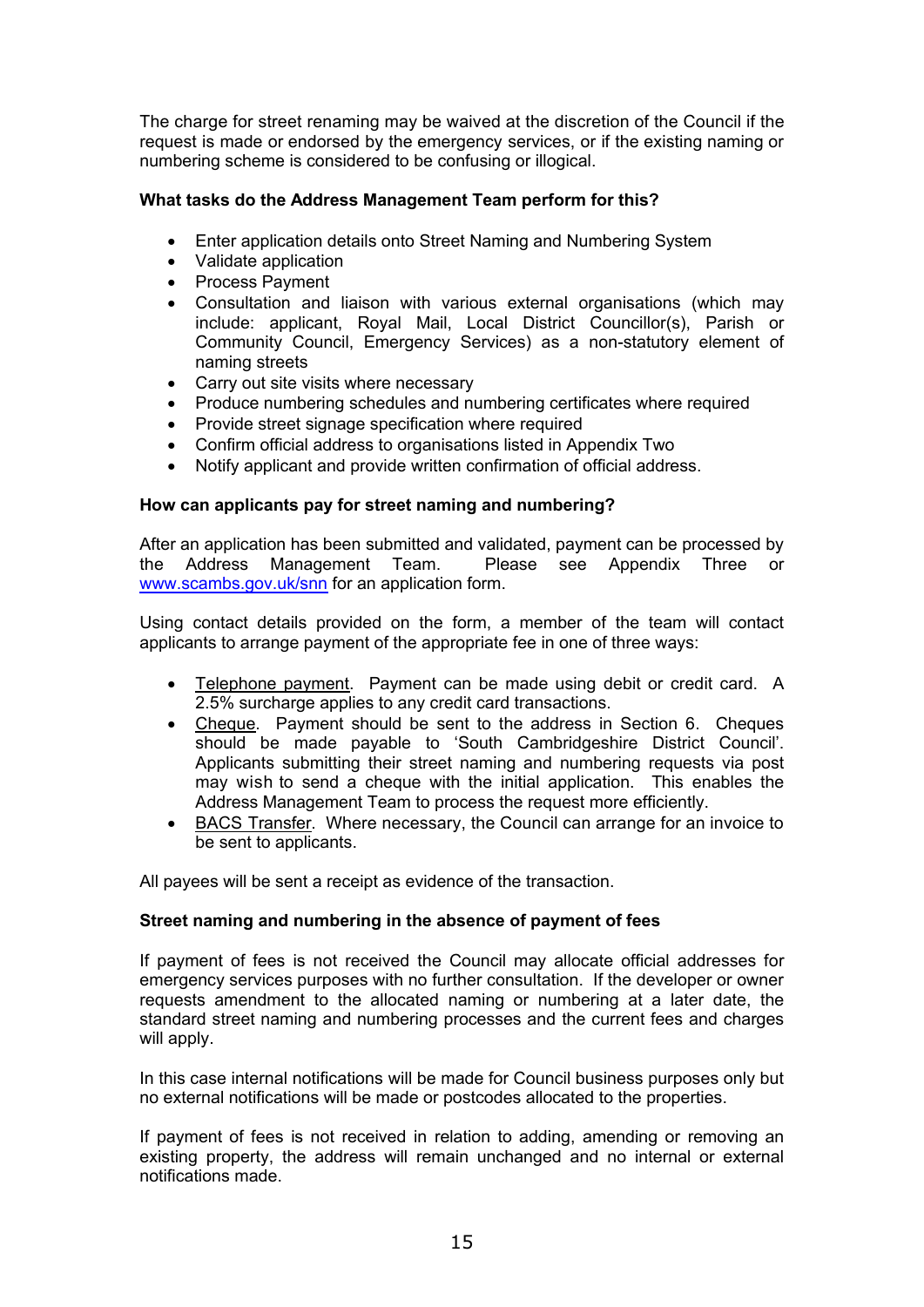The charge for street renaming may be waived at the discretion of the Council if the request is made or endorsed by the emergency services, or if the existing naming or numbering scheme is considered to be confusing or illogical.

**What tasks do the Address Management Team perform for this?**

- Enter application details onto Street Naming and Numbering System
- Validate application
- Process Payment
- Consultation and liaison with various external organisations (which may include: applicant, Royal Mail, Local District Councillor(s), Parish or Community Council, Emergency Services) as a non-statutory element of naming streets
- Carry out site visits where necessary
- Produce numbering schedules and numbering certificates where required
- Provide street signage specification where required
- Confirm official address to organisations listed in Appendix Two
- Notify applicant and provide written confirmation of official address.

**How can applicants pay for street naming and numbering?**

After an application has been submitted and validated, payment can be processed by the Address Management Team. Please see Appendix Three or www.scambs.gov.uk/snn for an application form.

Using contact details provided on the form, a member of the team will contact applicants to arrange payment of the appropriate fee in one of three ways:

- Telephone payment. Payment can be made using debit or credit card. A 2.5% surcharge applies to any credit card transactions.
- Cheque. Payment should be sent to the address in Section 6. Cheques should be made payable to 'South Cambridgeshire District Council'. Applicants submitting their street naming and numbering requests via post may wish to send a cheque with the initial application. This enables the Address Management Team to process the request more efficiently.
- BACS Transfer. Where necessary, the Council can arrange for an invoice to be sent to applicants.

All payees will be sent a receipt as evidence of the transaction.

**Street naming and numbering in the absence of payment of fees**

If payment of fees is not received the Council may allocate official addresses for emergency services purposes with no further consultation. If the developer or owner requests amendment to the allocated naming or numbering at a later date, the standard street naming and numbering processes and the current fees and charges will apply.

In this case internal notifications will be made for Council business purposes only but no external notifications will be made or postcodes allocated to the properties.

If payment of fees is not received in relation to adding, amending or removing an existing property, the address will remain unchanged and no internal or external notifications made.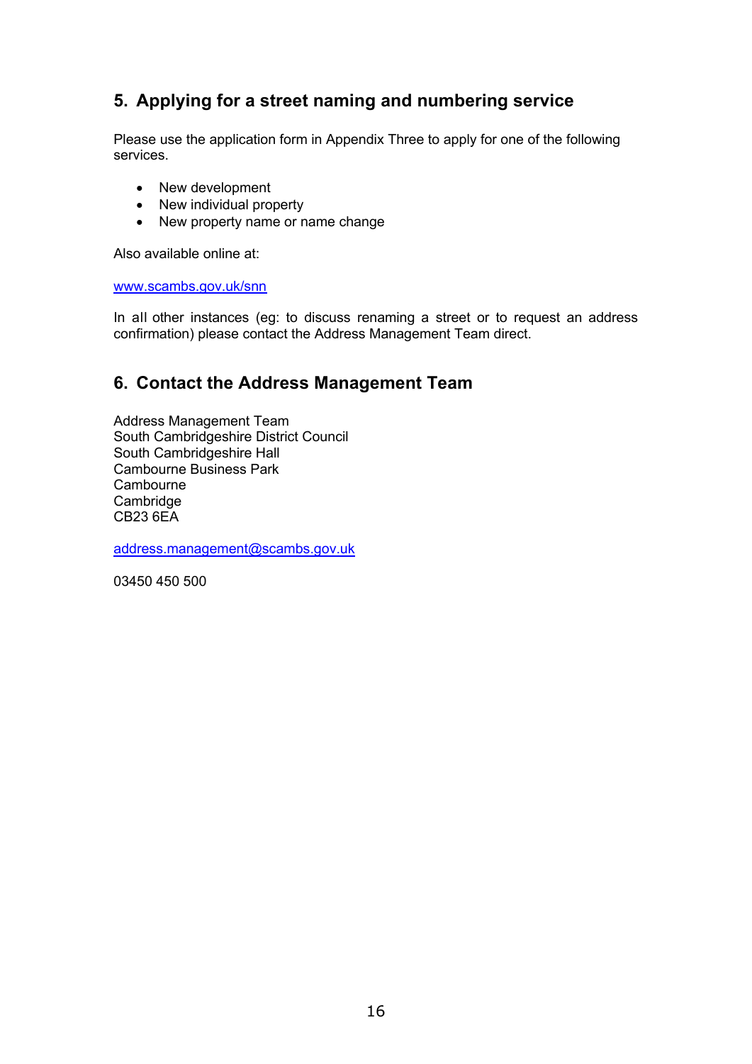## 5. Applying for a street naming and numbering service

Please use the application form in Appendix Three to apply for one of the following services.

- New development
- New individual property
- New property name or name change

Also available online at:

www.scambs.gov.uk/snn

In all other instances (eg: to discuss renaming a street or to request an address confirmation) please contact the Address Management Team direct.

## 6. Contact the Address Management Team

Address Management Team
South Cambridgeshire District Council
South Cambridgeshire Hall
Cambourne Business Park
Cambourne
Cambridge
CB23 6EA

address.management@scambs.gov.uk

03450 450 500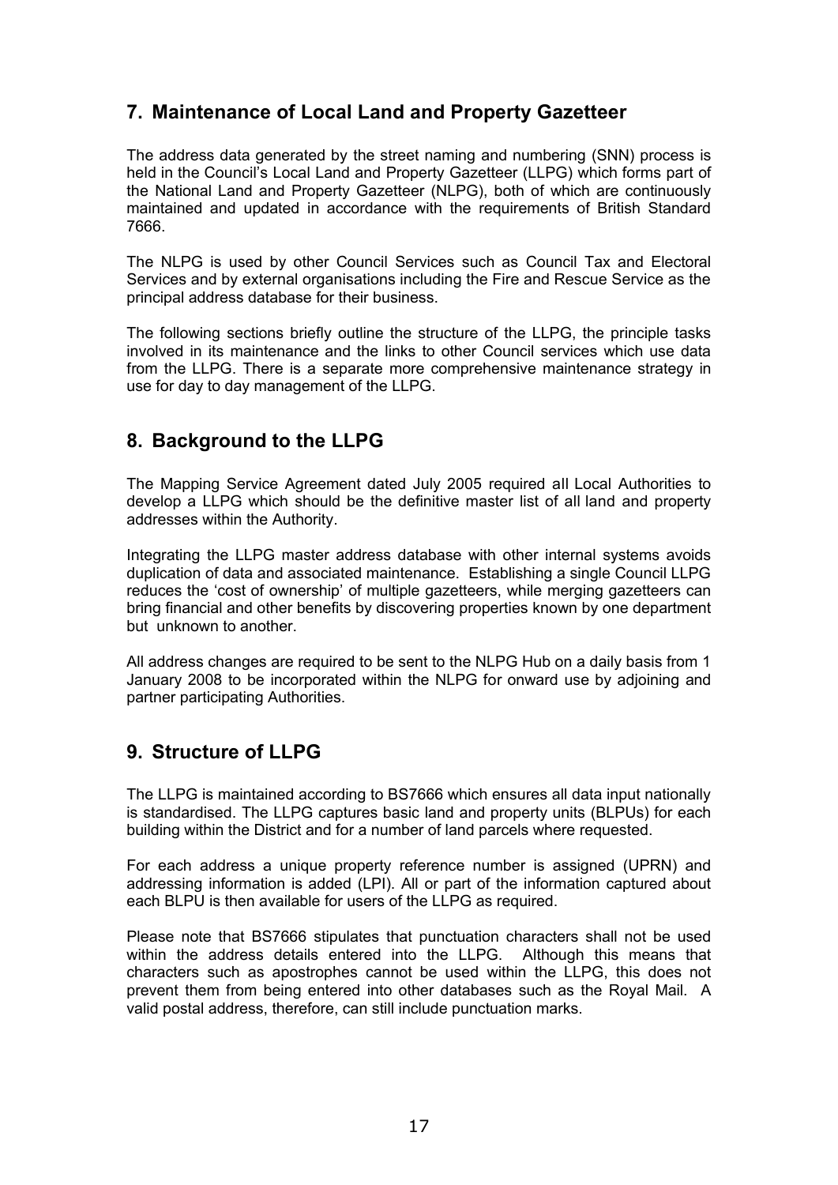## 7. Maintenance of Local Land and Property Gazetteer

The address data generated by the street naming and numbering (SNN) process is held in the Council's Local Land and Property Gazetteer (LLPG) which forms part of the National Land and Property Gazetteer (NLPG), both of which are continuously maintained and updated in accordance with the requirements of British Standard 7666.

The NLPG is used by other Council Services such as Council Tax and Electoral Services and by external organisations including the Fire and Rescue Service as the principal address database for their business.

The following sections briefly outline the structure of the LLPG, the principle tasks involved in its maintenance and the links to other Council services which use data from the LLPG. There is a separate more comprehensive maintenance strategy in use for day to day management of the LLPG.

## 8. Background to the LLPG

The Mapping Service Agreement dated July 2005 required all Local Authorities to develop a LLPG which should be the definitive master list of all land and property addresses within the Authority.

Integrating the LLPG master address database with other internal systems avoids duplication of data and associated maintenance. Establishing a single Council LLPG reduces the 'cost of ownership' of multiple gazetteers, while merging gazetteers can bring financial and other benefits by discovering properties known by one department but unknown to another.

All address changes are required to be sent to the NLPG Hub on a daily basis from 1 January 2008 to be incorporated within the NLPG for onward use by adjoining and partner participating Authorities.

## 9. Structure of LLPG

The LLPG is maintained according to BS7666 which ensures all data input nationally is standardised. The LLPG captures basic land and property units (BLPUs) for each building within the District and for a number of land parcels where requested.

For each address a unique property reference number is assigned (UPRN) and addressing information is added (LPI). All or part of the information captured about each BLPU is then available for users of the LLPG as required.

Please note that BS7666 stipulates that punctuation characters shall not be used within the address details entered into the LLPG. Although this means that characters such as apostrophes cannot be used within the LLPG, this does not prevent them from being entered into other databases such as the Royal Mail. A valid postal address, therefore, can still include punctuation marks.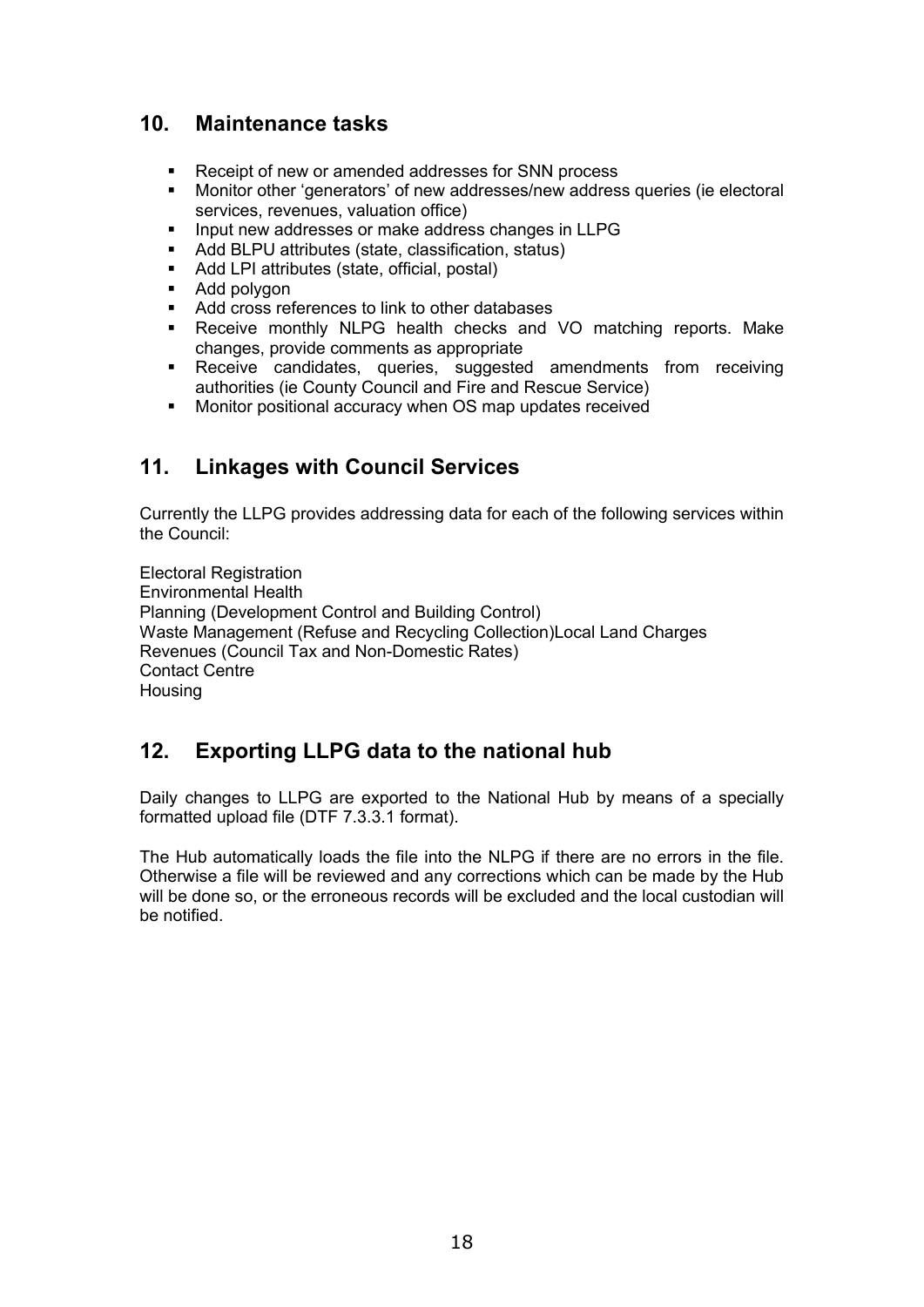## 10. Maintenance tasks

- Receipt of new or amended addresses for SNN process
- Monitor other 'generators' of new addresses/new address queries (ie electoral services, revenues, valuation office)
- Input new addresses or make address changes in LLPG
- Add BLPU attributes (state, classification, status)
- Add LPI attributes (state, official, postal)
- Add polygon
- Add cross references to link to other databases
- Receive monthly NLPG health checks and VO matching reports. Make changes, provide comments as appropriate
- Receive candidates, queries, suggested amendments from receiving authorities (ie County Council and Fire and Rescue Service)
- Monitor positional accuracy when OS map updates received

## 11. Linkages with Council Services

Currently the LLPG provides addressing data for each of the following services within the Council:

Electoral Registration
Environmental Health
Planning (Development Control and Building Control)
Waste Management (Refuse and Recycling Collection)Local Land Charges
Revenues (Council Tax and Non-Domestic Rates)
Contact Centre
Housing

## 12. Exporting LLPG data to the national hub

Daily changes to LLPG are exported to the National Hub by means of a specially formatted upload file (DTF 7.3.3.1 format).

The Hub automatically loads the file into the NLPG if there are no errors in the file. Otherwise a file will be reviewed and any corrections which can be made by the Hub will be done so, or the erroneous records will be excluded and the local custodian will be notified.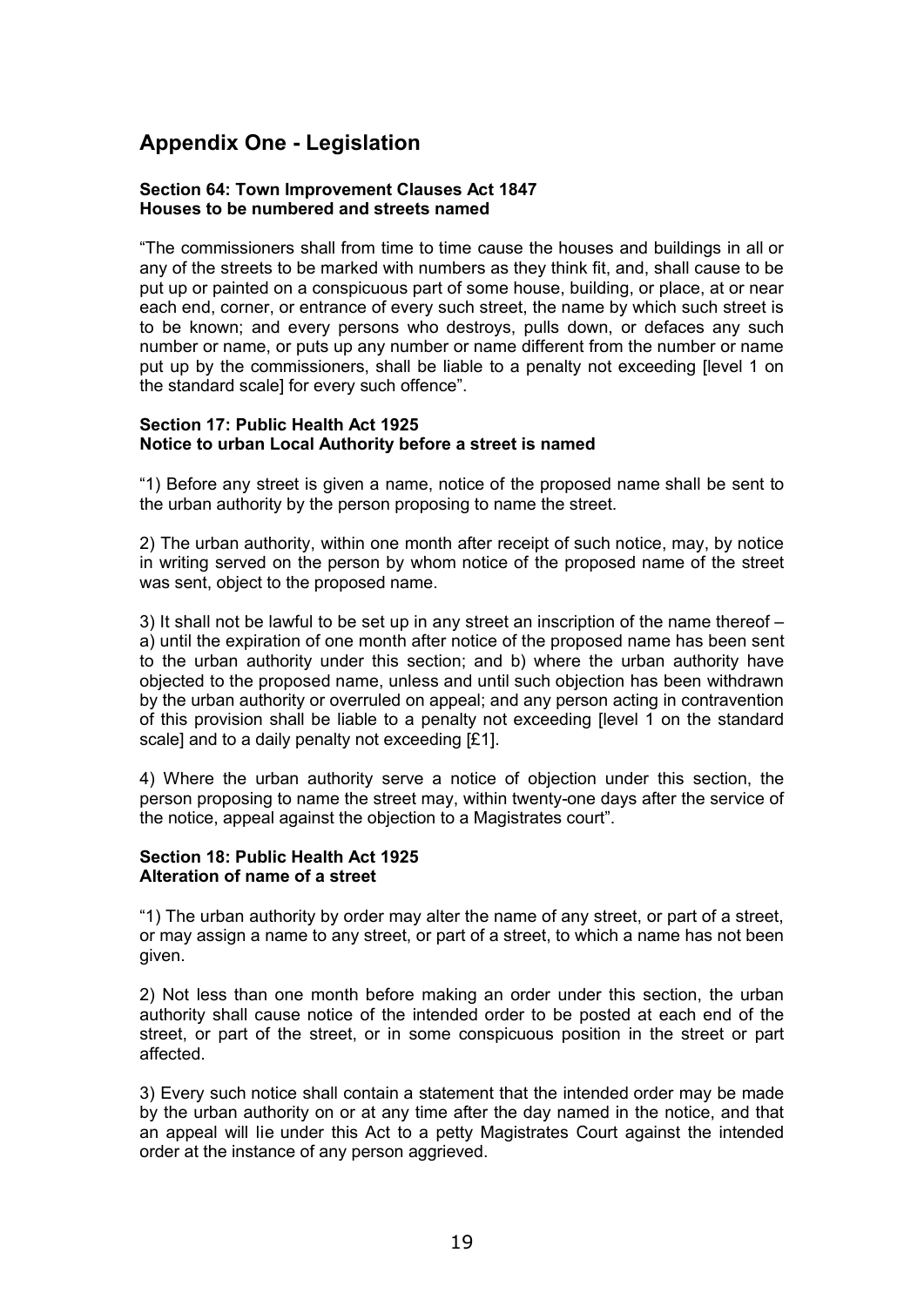# Appendix One - Legislation

**Section 64: Town Improvement Clauses Act 1847**
**Houses to be numbered and streets named**

"The commissioners shall from time to time cause the houses and buildings in all or any of the streets to be marked with numbers as they think fit, and, shall cause to be put up or painted on a conspicuous part of some house, building, or place, at or near each end, corner, or entrance of every such street, the name by which such street is to be known; and every persons who destroys, pulls down, or defaces any such number or name, or puts up any number or name different from the number or name put up by the commissioners, shall be liable to a penalty not exceeding [level 1 on the standard scale] for every such offence".

**Section 17: Public Health Act 1925**
**Notice to urban Local Authority before a street is named**

"1) Before any street is given a name, notice of the proposed name shall be sent to the urban authority by the person proposing to name the street.

2) The urban authority, within one month after receipt of such notice, may, by notice in writing served on the person by whom notice of the proposed name of the street was sent, object to the proposed name.

3) It shall not be lawful to be set up in any street an inscription of the name thereof – a) until the expiration of one month after notice of the proposed name has been sent to the urban authority under this section; and b) where the urban authority have objected to the proposed name, unless and until such objection has been withdrawn by the urban authority or overruled on appeal; and any person acting in contravention of this provision shall be liable to a penalty not exceeding [level 1 on the standard scale] and to a daily penalty not exceeding [£1].

4) Where the urban authority serve a notice of objection under this section, the person proposing to name the street may, within twenty-one days after the service of the notice, appeal against the objection to a Magistrates court".

**Section 18: Public Health Act 1925**
**Alteration of name of a street**

"1) The urban authority by order may alter the name of any street, or part of a street, or may assign a name to any street, or part of a street, to which a name has not been given.

2) Not less than one month before making an order under this section, the urban authority shall cause notice of the intended order to be posted at each end of the street, or part of the street, or in some conspicuous position in the street or part affected.

3) Every such notice shall contain a statement that the intended order may be made by the urban authority on or at any time after the day named in the notice, and that an appeal will lie under this Act to a petty Magistrates Court against the intended order at the instance of any person aggrieved.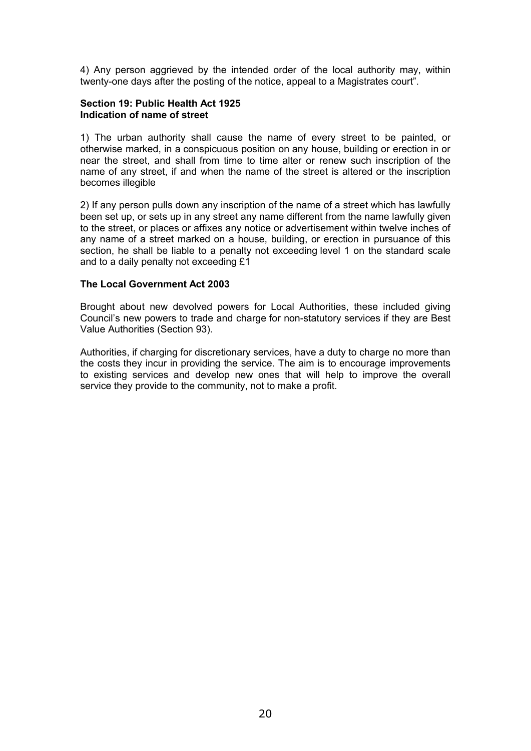4) Any person aggrieved by the intended order of the local authority may, within twenty-one days after the posting of the notice, appeal to a Magistrates court".

**Section 19: Public Health Act 1925**
**Indication of name of street**

1) The urban authority shall cause the name of every street to be painted, or otherwise marked, in a conspicuous position on any house, building or erection in or near the street, and shall from time to time alter or renew such inscription of the name of any street, if and when the name of the street is altered or the inscription becomes illegible

2) If any person pulls down any inscription of the name of a street which has lawfully been set up, or sets up in any street any name different from the name lawfully given to the street, or places or affixes any notice or advertisement within twelve inches of any name of a street marked on a house, building, or erection in pursuance of this section, he shall be liable to a penalty not exceeding level 1 on the standard scale and to a daily penalty not exceeding £1

**The Local Government Act 2003**

Brought about new devolved powers for Local Authorities, these included giving Council's new powers to trade and charge for non-statutory services if they are Best Value Authorities (Section 93).

Authorities, if charging for discretionary services, have a duty to charge no more than the costs they incur in providing the service. The aim is to encourage improvements to existing services and develop new ones that will help to improve the overall service they provide to the community, not to make a profit.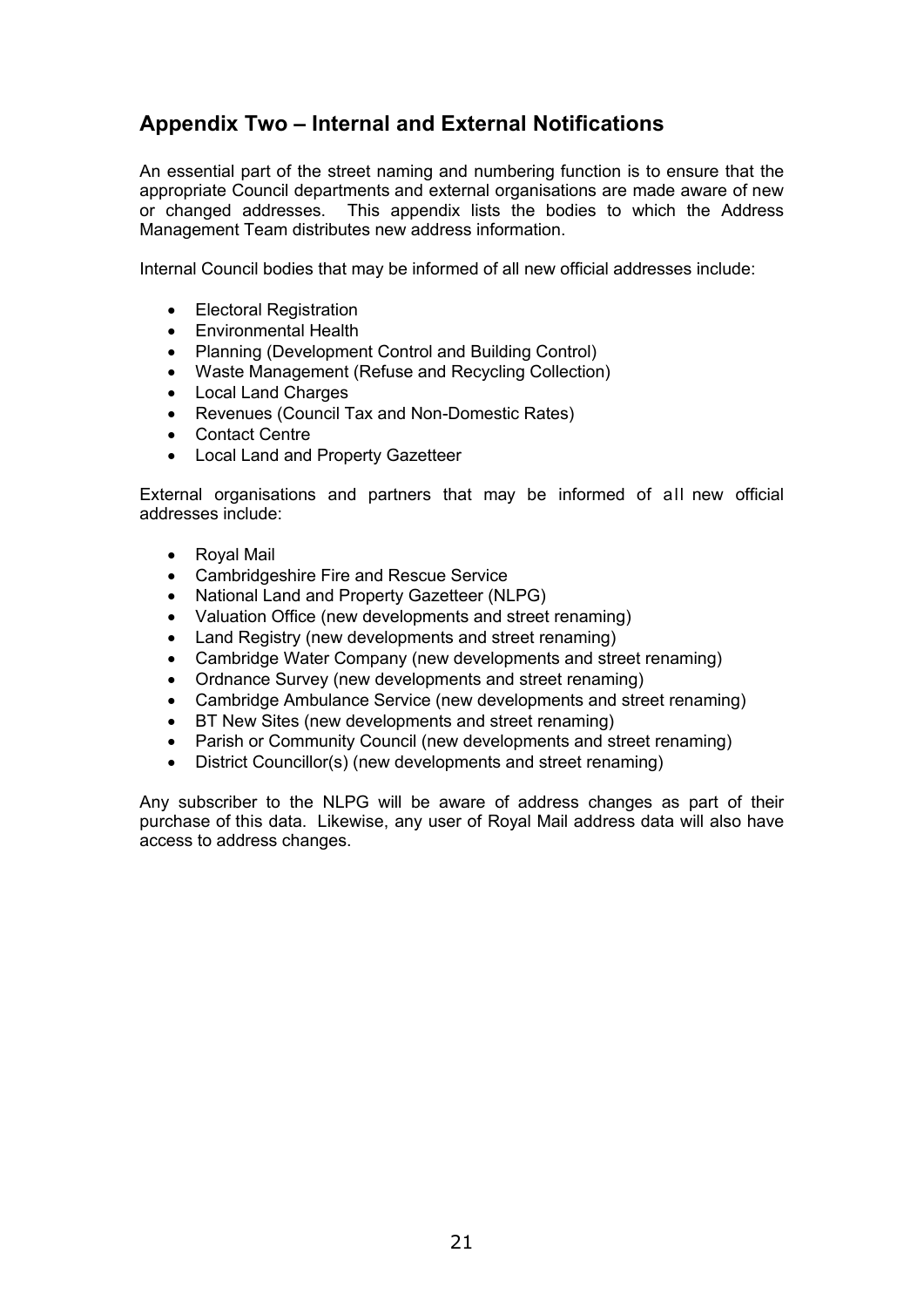## Appendix Two – Internal and External Notifications

An essential part of the street naming and numbering function is to ensure that the appropriate Council departments and external organisations are made aware of new or changed addresses. This appendix lists the bodies to which the Address Management Team distributes new address information.

Internal Council bodies that may be informed of all new official addresses include:

- Electoral Registration
- Environmental Health
- Planning (Development Control and Building Control)
- Waste Management (Refuse and Recycling Collection)
- Local Land Charges
- Revenues (Council Tax and Non-Domestic Rates)
- Contact Centre
- Local Land and Property Gazetteer

External organisations and partners that may be informed of all new official addresses include:

- Royal Mail
- Cambridgeshire Fire and Rescue Service
- National Land and Property Gazetteer (NLPG)
- Valuation Office (new developments and street renaming)
- Land Registry (new developments and street renaming)
- Cambridge Water Company (new developments and street renaming)
- Ordnance Survey (new developments and street renaming)
- Cambridge Ambulance Service (new developments and street renaming)
- BT New Sites (new developments and street renaming)
- Parish or Community Council (new developments and street renaming)
- District Councillor(s) (new developments and street renaming)

Any subscriber to the NLPG will be aware of address changes as part of their purchase of this data. Likewise, any user of Royal Mail address data will also have access to address changes.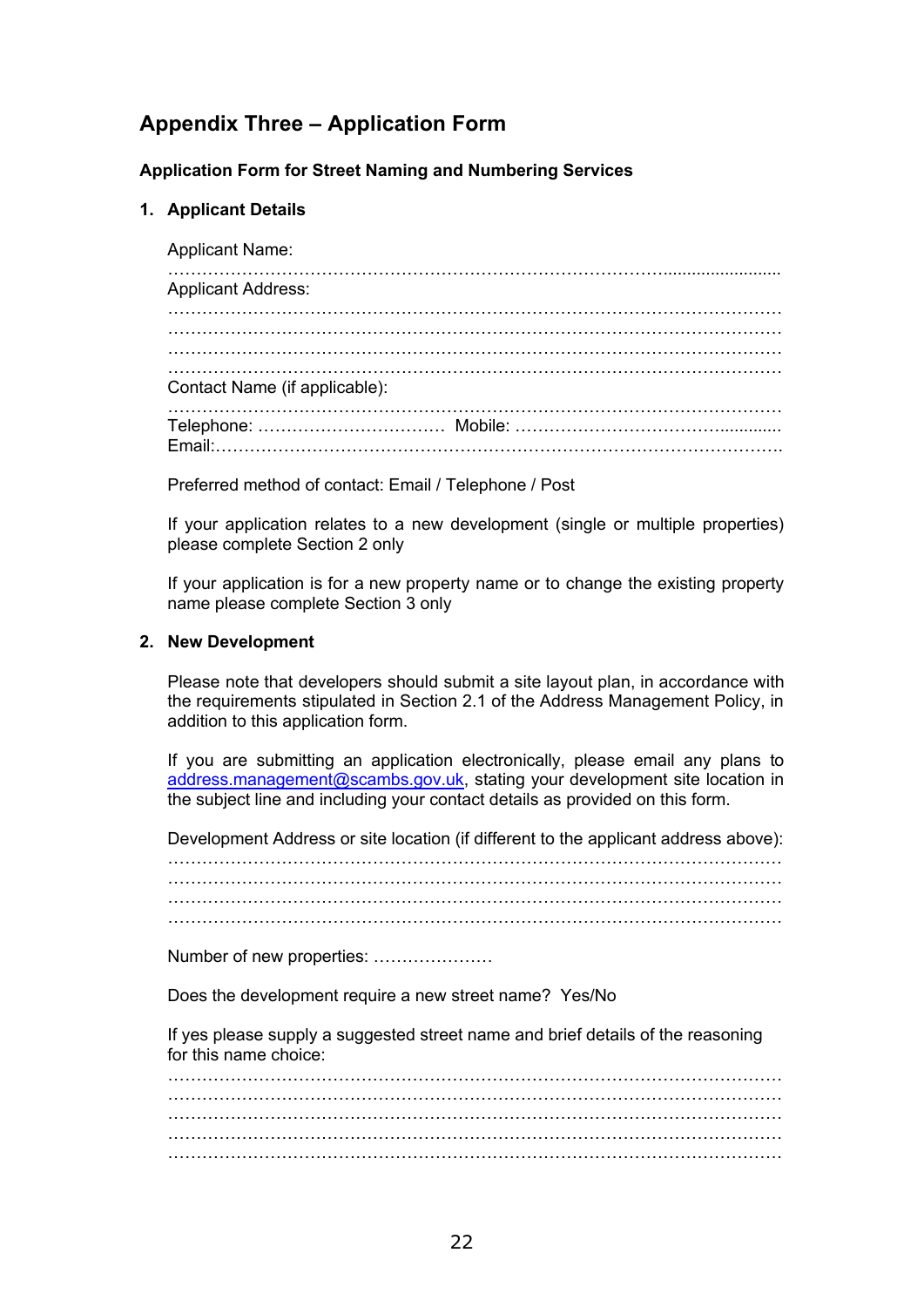## Appendix Three – Application Form

**Application Form for Street Naming and Numbering Services**

**1. Applicant Details**

Applicant Name:
……………………………………………………………………………………………
Applicant Address:
……………………………………………………………………………………………
……………………………………………………………………………………………
……………………………………………………………………………………………
……………………………………………………………………………………………
Contact Name (if applicable):
……………………………………………………………………………………………
Telephone: …………………………… Mobile: ……………………………………
Email:………………………………………………………………………………………

Preferred method of contact: Email / Telephone / Post

If your application relates to a new development (single or multiple properties) please complete Section 2 only

If your application is for a new property name or to change the existing property name please complete Section 3 only

**2. New Development**

Please note that developers should submit a site layout plan, in accordance with the requirements stipulated in Section 2.1 of the Address Management Policy, in addition to this application form.

If you are submitting an application electronically, please email any plans to address.management@scambs.gov.uk, stating your development site location in the subject line and including your contact details as provided on this form.

Development Address or site location (if different to the applicant address above):
……………………………………………………………………………………………
……………………………………………………………………………………………
……………………………………………………………………………………………
……………………………………………………………………………………………

Number of new properties: …………………

Does the development require a new street name? Yes/No

If yes please supply a suggested street name and brief details of the reasoning for this name choice:
……………………………………………………………………………………………
……………………………………………………………………………………………
……………………………………………………………………………………………
……………………………………………………………………………………………
……………………………………………………………………………………………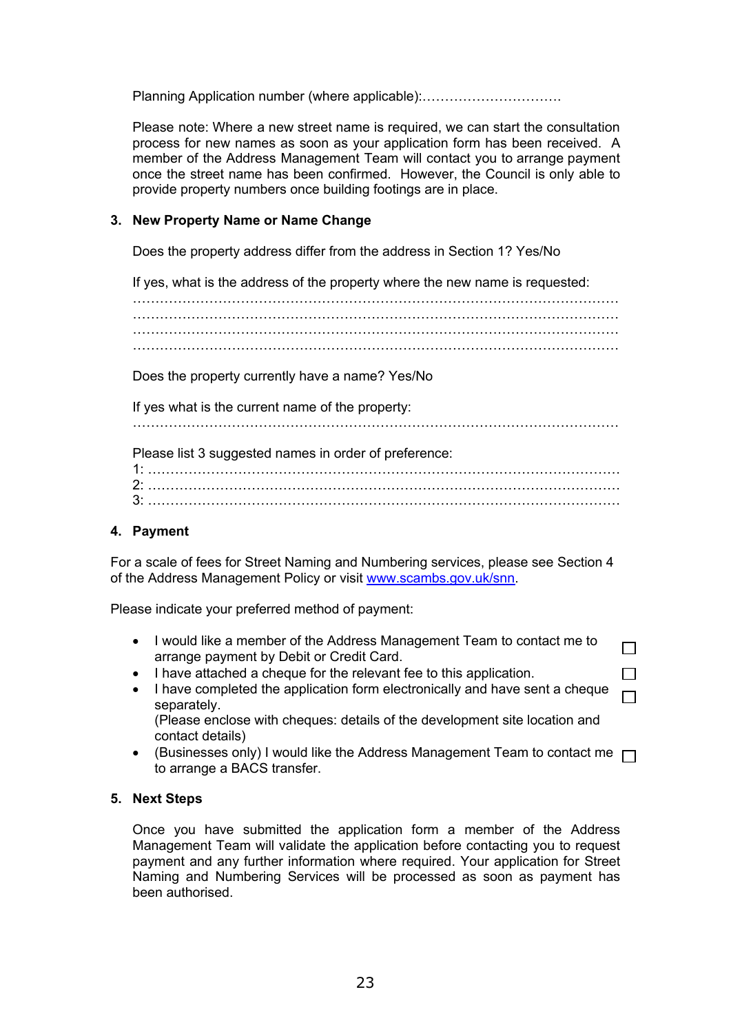Planning Application number (where applicable):………………………….

Please note: Where a new street name is required, we can start the consultation process for new names as soon as your application form has been received. A member of the Address Management Team will contact you to arrange payment once the street name has been confirmed. However, the Council is only able to provide property numbers once building footings are in place.

### 3. New Property Name or Name Change

Does the property address differ from the address in Section 1? Yes/No

If yes, what is the address of the property where the new name is requested:
…………………………………………………………………………………………………
…………………………………………………………………………………………………
…………………………………………………………………………………………………
…………………………………………………………………………………………………

Does the property currently have a name? Yes/No

If yes what is the current name of the property:
…………………………………………………………………………………………………

Please list 3 suggested names in order of preference:
1: ………………………………………………………………………………………………
2: ………………………………………………………………………………………………
3: ………………………………………………………………………………………………

### 4. Payment

For a scale of fees for Street Naming and Numbering services, please see Section 4 of the Address Management Policy or visit www.scambs.gov.uk/snn.

Please indicate your preferred method of payment:

- I would like a member of the Address Management Team to contact me to arrange payment by Debit or Credit Card. ☐
- I have attached a cheque for the relevant fee to this application. ☐
- I have completed the application form electronically and have sent a cheque separately. ☐
  (Please enclose with cheques: details of the development site location and contact details)
- (Businesses only) I would like the Address Management Team to contact me to arrange a BACS transfer. ☐

### 5. Next Steps

Once you have submitted the application form a member of the Address Management Team will validate the application before contacting you to request payment and any further information where required. Your application for Street Naming and Numbering Services will be processed as soon as payment has been authorised.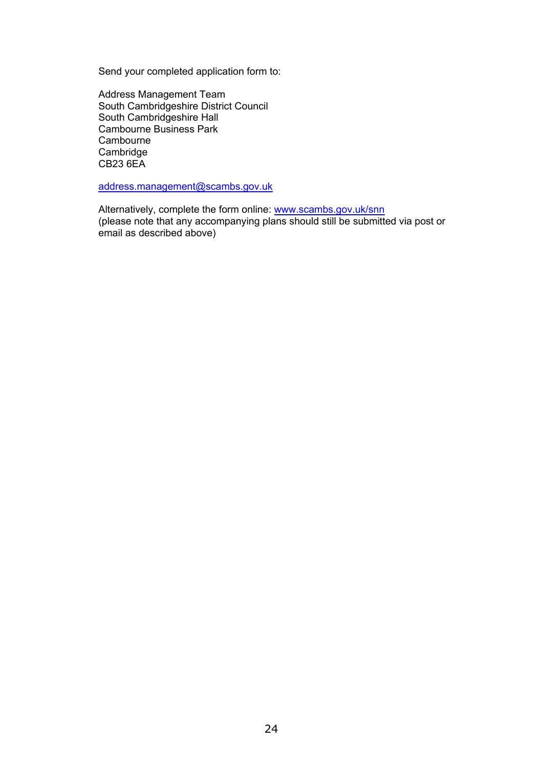Send your completed application form to:

Address Management Team
South Cambridgeshire District Council
South Cambridgeshire Hall
Cambourne Business Park
Cambourne
Cambridge
CB23 6EA

[address.management@scambs.gov.uk](mailto:address.management@scambs.gov.uk)

Alternatively, complete the form online: [www.scambs.gov.uk/snn](http://www.scambs.gov.uk/snn)
(please note that any accompanying plans should still be submitted via post or email as described above)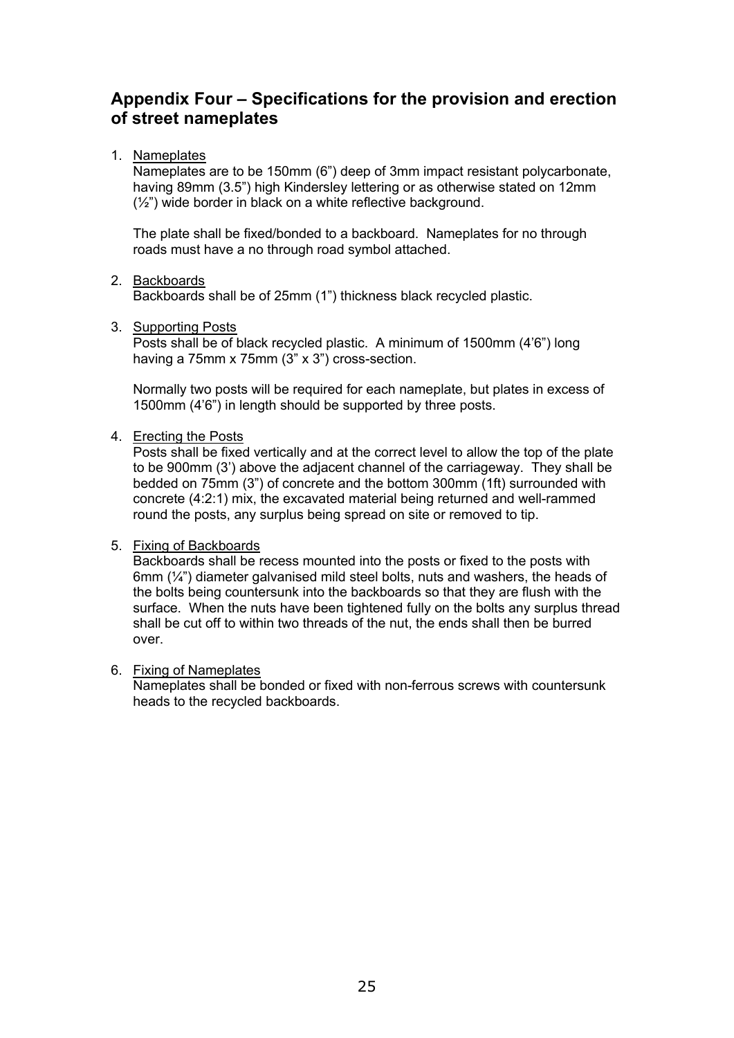## Appendix Four – Specifications for the provision and erection of street nameplates

1. <u>Nameplates</u>
   Nameplates are to be 150mm (6") deep of 3mm impact resistant polycarbonate, having 89mm (3.5") high Kindersley lettering or as otherwise stated on 12mm (½") wide border in black on a white reflective background.

   The plate shall be fixed/bonded to a backboard. Nameplates for no through roads must have a no through road symbol attached.

2. <u>Backboards</u>
   Backboards shall be of 25mm (1") thickness black recycled plastic.

3. <u>Supporting Posts</u>
   Posts shall be of black recycled plastic. A minimum of 1500mm (4'6") long having a 75mm x 75mm (3" x 3") cross-section.

   Normally two posts will be required for each nameplate, but plates in excess of 1500mm (4'6") in length should be supported by three posts.

4. <u>Erecting the Posts</u>
   Posts shall be fixed vertically and at the correct level to allow the top of the plate to be 900mm (3') above the adjacent channel of the carriageway. They shall be bedded on 75mm (3") of concrete and the bottom 300mm (1ft) surrounded with concrete (4:2:1) mix, the excavated material being returned and well-rammed round the posts, any surplus being spread on site or removed to tip.

5. <u>Fixing of Backboards</u>
   Backboards shall be recess mounted into the posts or fixed to the posts with 6mm (¼") diameter galvanised mild steel bolts, nuts and washers, the heads of the bolts being countersunk into the backboards so that they are flush with the surface. When the nuts have been tightened fully on the bolts any surplus thread shall be cut off to within two threads of the nut, the ends shall then be burred over.

6. <u>Fixing of Nameplates</u>
   Nameplates shall be bonded or fixed with non-ferrous screws with countersunk heads to the recycled backboards.